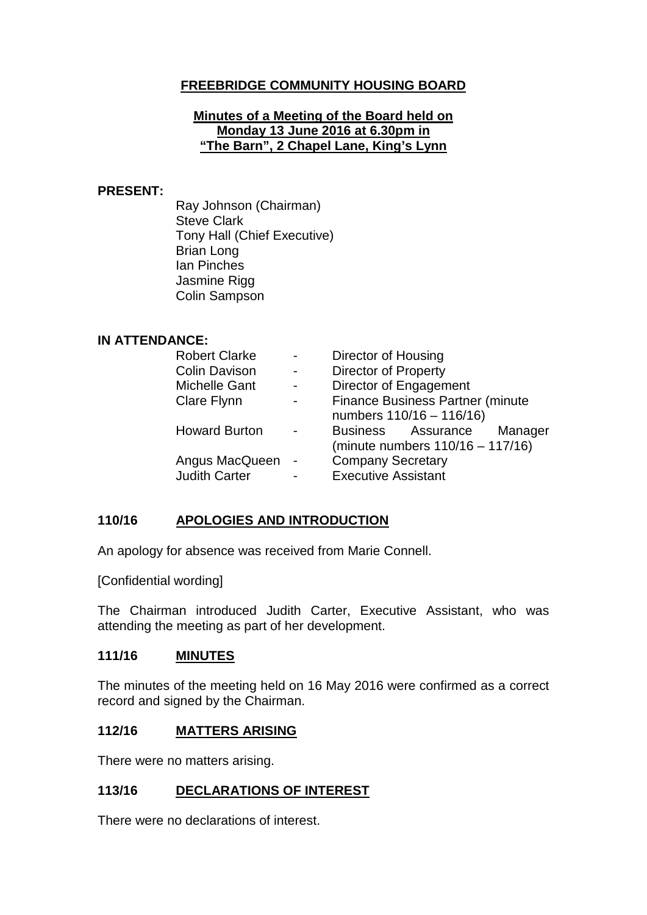# FREEBRIDGE COMMUNITY HOUSING BOARD

## Minutes of a Meeting of the Board held on Monday 13 June 2016 at 6.30pm in "The Barn", 2 Chapel Lane, King's Lynn

**PRESENT:**

Ray Johnson (Chairman)
Steve Clark
Tony Hall (Chief Executive)
Brian Long
Ian Pinches
Jasmine Rigg
Colin Sampson

**IN ATTENDANCE:**

| | | |
|---|---|---|
| Robert Clarke | - | Director of Housing |
| Colin Davison | - | Director of Property |
| Michelle Gant | - | Director of Engagement |
| Clare Flynn | - | Finance Business Partner (minute numbers 110/16 – 116/16) |
| Howard Burton | - | Business Assurance Manager (minute numbers 110/16 – 117/16) |
| Angus MacQueen | - | Company Secretary |
| Judith Carter | - | Executive Assistant |

### 110/16 APOLOGIES AND INTRODUCTION

An apology for absence was received from Marie Connell.

[Confidential wording]

The Chairman introduced Judith Carter, Executive Assistant, who was attending the meeting as part of her development.

### 111/16 MINUTES

The minutes of the meeting held on 16 May 2016 were confirmed as a correct record and signed by the Chairman.

### 112/16 MATTERS ARISING

There were no matters arising.

### 113/16 DECLARATIONS OF INTEREST

There were no declarations of interest.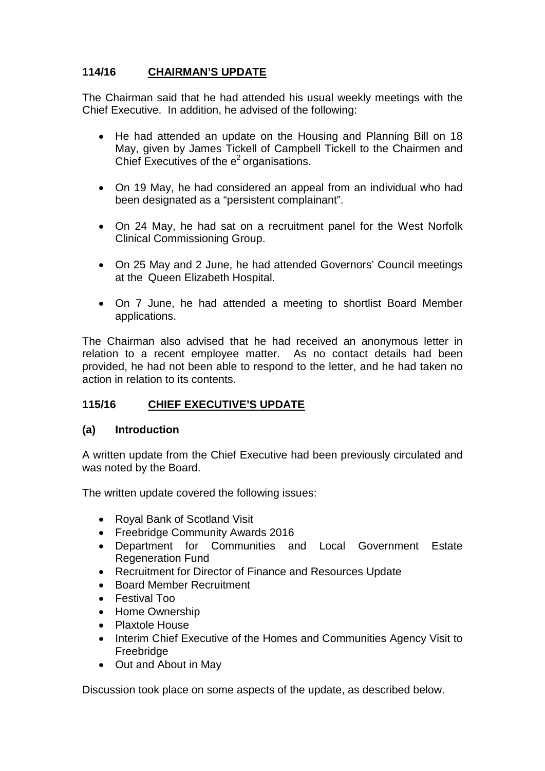## 114/16 CHAIRMAN'S UPDATE

The Chairman said that he had attended his usual weekly meetings with the Chief Executive. In addition, he advised of the following:

- He had attended an update on the Housing and Planning Bill on 18 May, given by James Tickell of Campbell Tickell to the Chairmen and Chief Executives of the $e^2$ organisations.
- On 19 May, he had considered an appeal from an individual who had been designated as a "persistent complainant".
- On 24 May, he had sat on a recruitment panel for the West Norfolk Clinical Commissioning Group.
- On 25 May and 2 June, he had attended Governors' Council meetings at the Queen Elizabeth Hospital.
- On 7 June, he had attended a meeting to shortlist Board Member applications.

The Chairman also advised that he had received an anonymous letter in relation to a recent employee matter. As no contact details had been provided, he had not been able to respond to the letter, and he had taken no action in relation to its contents.

## 115/16 CHIEF EXECUTIVE'S UPDATE

### (a) Introduction

A written update from the Chief Executive had been previously circulated and was noted by the Board.

The written update covered the following issues:

- Royal Bank of Scotland Visit
- Freebridge Community Awards 2016
- Department for Communities and Local Government Estate Regeneration Fund
- Recruitment for Director of Finance and Resources Update
- Board Member Recruitment
- Festival Too
- Home Ownership
- Plaxtole House
- Interim Chief Executive of the Homes and Communities Agency Visit to Freebridge
- Out and About in May

Discussion took place on some aspects of the update, as described below.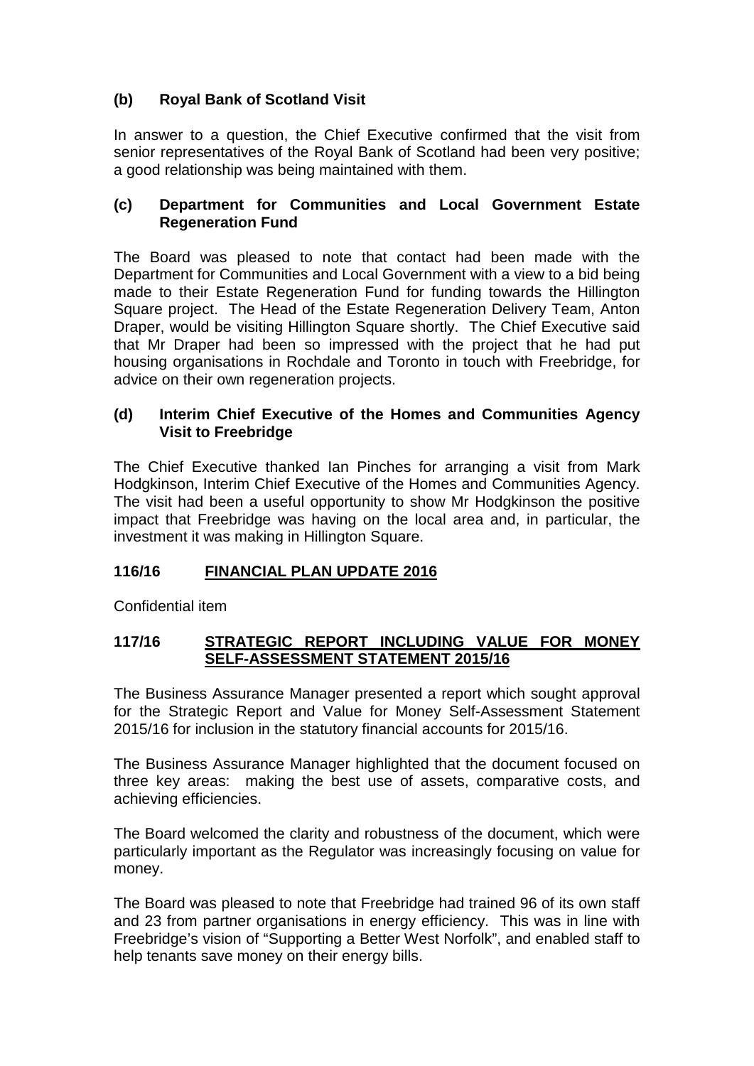### (b) Royal Bank of Scotland Visit

In answer to a question, the Chief Executive confirmed that the visit from senior representatives of the Royal Bank of Scotland had been very positive; a good relationship was being maintained with them.

### (c) Department for Communities and Local Government Estate Regeneration Fund

The Board was pleased to note that contact had been made with the Department for Communities and Local Government with a view to a bid being made to their Estate Regeneration Fund for funding towards the Hillington Square project. The Head of the Estate Regeneration Delivery Team, Anton Draper, would be visiting Hillington Square shortly. The Chief Executive said that Mr Draper had been so impressed with the project that he had put housing organisations in Rochdale and Toronto in touch with Freebridge, for advice on their own regeneration projects.

### (d) Interim Chief Executive of the Homes and Communities Agency Visit to Freebridge

The Chief Executive thanked Ian Pinches for arranging a visit from Mark Hodgkinson, Interim Chief Executive of the Homes and Communities Agency. The visit had been a useful opportunity to show Mr Hodgkinson the positive impact that Freebridge was having on the local area and, in particular, the investment it was making in Hillington Square.

## 116/16 FINANCIAL PLAN UPDATE 2016

Confidential item

## 117/16 STRATEGIC REPORT INCLUDING VALUE FOR MONEY SELF-ASSESSMENT STATEMENT 2015/16

The Business Assurance Manager presented a report which sought approval for the Strategic Report and Value for Money Self-Assessment Statement 2015/16 for inclusion in the statutory financial accounts for 2015/16.

The Business Assurance Manager highlighted that the document focused on three key areas: making the best use of assets, comparative costs, and achieving efficiencies.

The Board welcomed the clarity and robustness of the document, which were particularly important as the Regulator was increasingly focusing on value for money.

The Board was pleased to note that Freebridge had trained 96 of its own staff and 23 from partner organisations in energy efficiency. This was in line with Freebridge's vision of "Supporting a Better West Norfolk", and enabled staff to help tenants save money on their energy bills.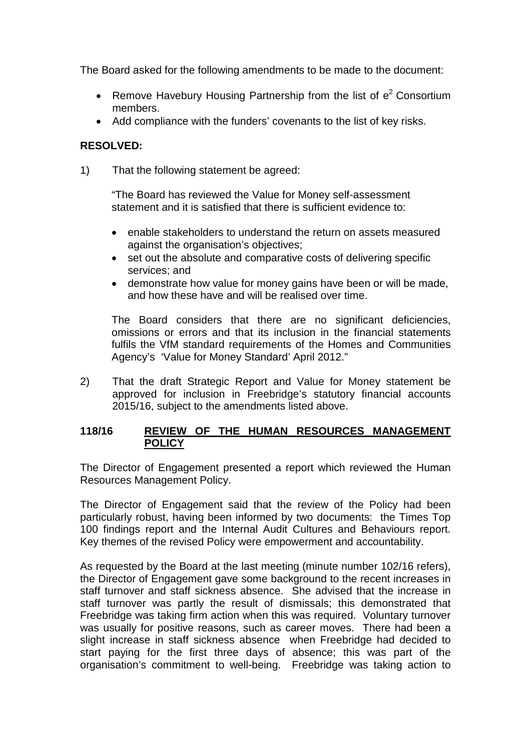The Board asked for the following amendments to be made to the document:

- Remove Havebury Housing Partnership from the list of $e^2$ Consortium members.
- Add compliance with the funders' covenants to the list of key risks.

**RESOLVED:**

1) That the following statement be agreed:

"The Board has reviewed the Value for Money self-assessment statement and it is satisfied that there is sufficient evidence to:

- enable stakeholders to understand the return on assets measured against the organisation's objectives;
- set out the absolute and comparative costs of delivering specific services; and
- demonstrate how value for money gains have been or will be made, and how these have and will be realised over time.

The Board considers that there are no significant deficiencies, omissions or errors and that its inclusion in the financial statements fulfils the VfM standard requirements of the Homes and Communities Agency's 'Value for Money Standard' April 2012."

2) That the draft Strategic Report and Value for Money statement be approved for inclusion in Freebridge's statutory financial accounts 2015/16, subject to the amendments listed above.

## 118/16 REVIEW OF THE HUMAN RESOURCES MANAGEMENT POLICY

The Director of Engagement presented a report which reviewed the Human Resources Management Policy.

The Director of Engagement said that the review of the Policy had been particularly robust, having been informed by two documents: the Times Top 100 findings report and the Internal Audit Cultures and Behaviours report. Key themes of the revised Policy were empowerment and accountability.

As requested by the Board at the last meeting (minute number 102/16 refers), the Director of Engagement gave some background to the recent increases in staff turnover and staff sickness absence. She advised that the increase in staff turnover was partly the result of dismissals; this demonstrated that Freebridge was taking firm action when this was required. Voluntary turnover was usually for positive reasons, such as career moves. There had been a slight increase in staff sickness absence when Freebridge had decided to start paying for the first three days of absence; this was part of the organisation's commitment to well-being. Freebridge was taking action to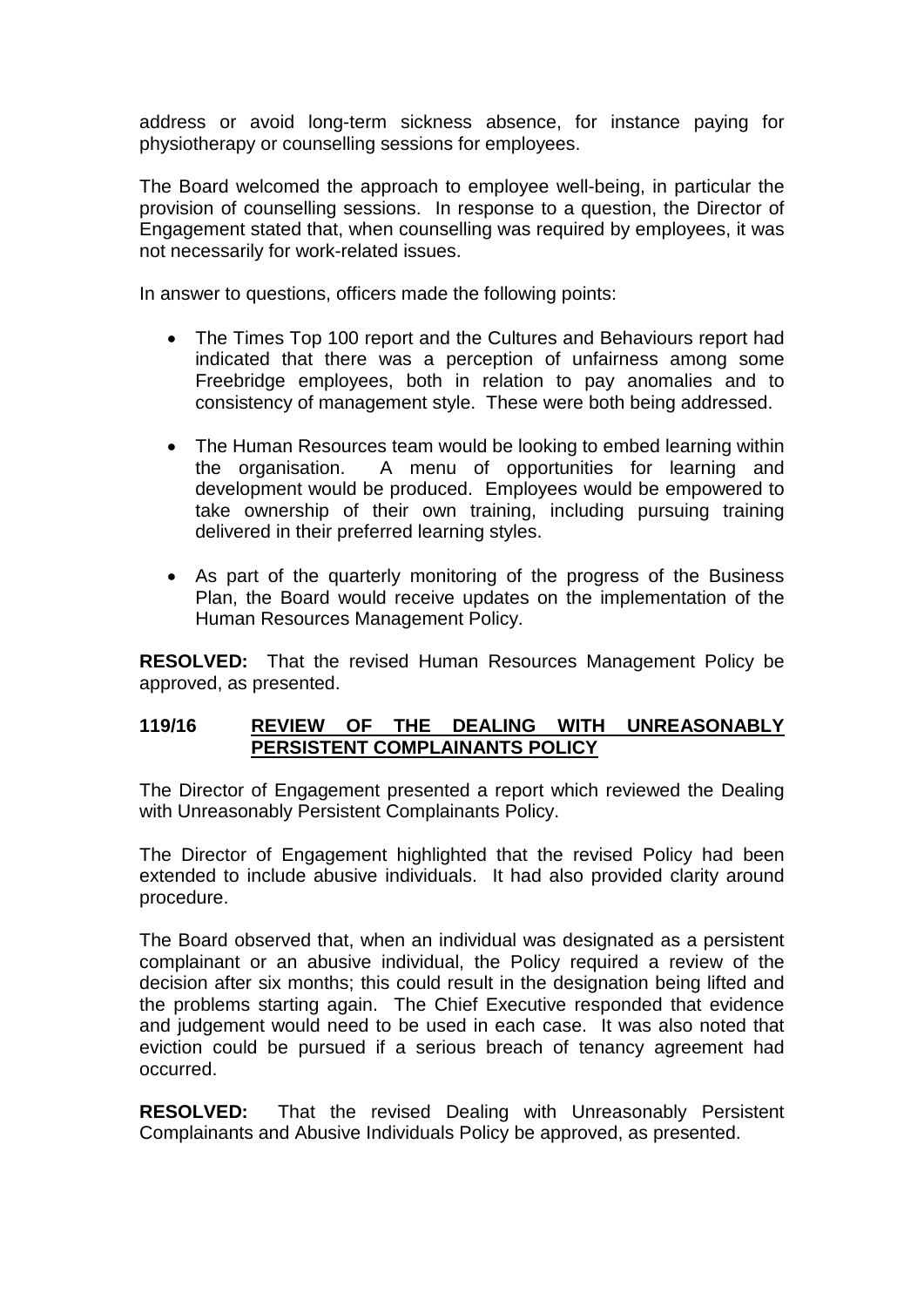address or avoid long-term sickness absence, for instance paying for physiotherapy or counselling sessions for employees.

The Board welcomed the approach to employee well-being, in particular the provision of counselling sessions. In response to a question, the Director of Engagement stated that, when counselling was required by employees, it was not necessarily for work-related issues.

In answer to questions, officers made the following points:

- The Times Top 100 report and the Cultures and Behaviours report had indicated that there was a perception of unfairness among some Freebridge employees, both in relation to pay anomalies and to consistency of management style. These were both being addressed.
- The Human Resources team would be looking to embed learning within the organisation. A menu of opportunities for learning and development would be produced. Employees would be empowered to take ownership of their own training, including pursuing training delivered in their preferred learning styles.
- As part of the quarterly monitoring of the progress of the Business Plan, the Board would receive updates on the implementation of the Human Resources Management Policy.

**RESOLVED:** That the revised Human Resources Management Policy be approved, as presented.

## 119/16 REVIEW OF THE DEALING WITH UNREASONABLY PERSISTENT COMPLAINANTS POLICY

The Director of Engagement presented a report which reviewed the Dealing with Unreasonably Persistent Complainants Policy.

The Director of Engagement highlighted that the revised Policy had been extended to include abusive individuals. It had also provided clarity around procedure.

The Board observed that, when an individual was designated as a persistent complainant or an abusive individual, the Policy required a review of the decision after six months; this could result in the designation being lifted and the problems starting again. The Chief Executive responded that evidence and judgement would need to be used in each case. It was also noted that eviction could be pursued if a serious breach of tenancy agreement had occurred.

**RESOLVED:** That the revised Dealing with Unreasonably Persistent Complainants and Abusive Individuals Policy be approved, as presented.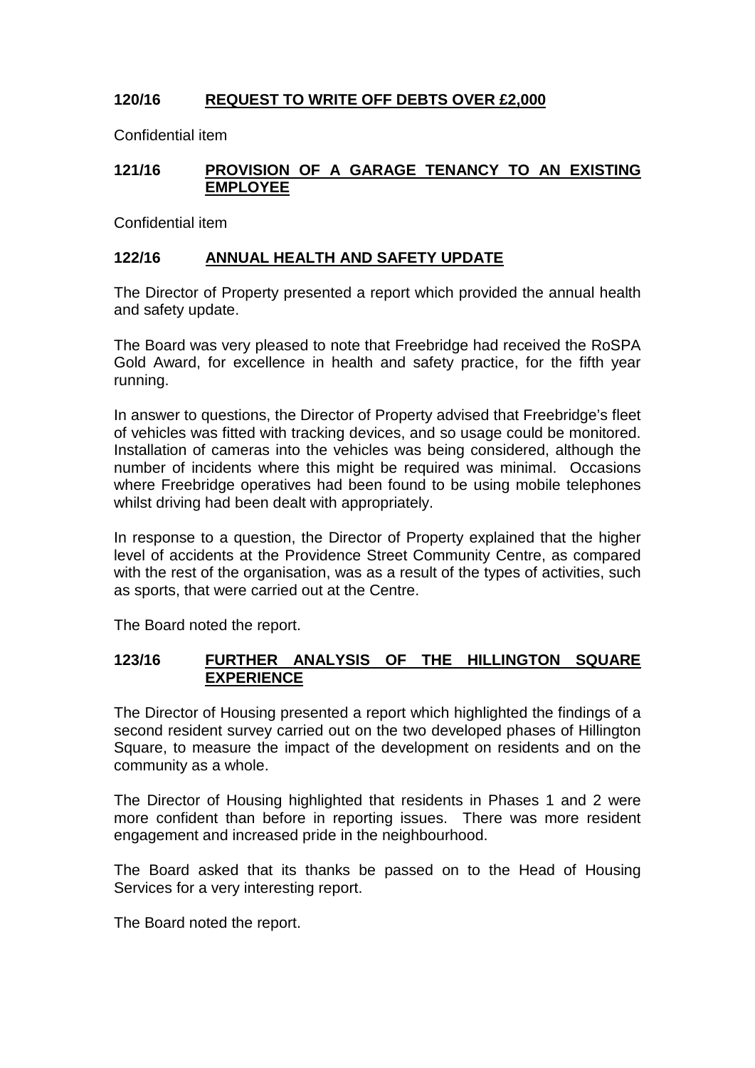### 120/16 REQUEST TO WRITE OFF DEBTS OVER £2,000

Confidential item

### 121/16 PROVISION OF A GARAGE TENANCY TO AN EXISTING EMPLOYEE

Confidential item

### 122/16 ANNUAL HEALTH AND SAFETY UPDATE

The Director of Property presented a report which provided the annual health and safety update.

The Board was very pleased to note that Freebridge had received the RoSPA Gold Award, for excellence in health and safety practice, for the fifth year running.

In answer to questions, the Director of Property advised that Freebridge's fleet of vehicles was fitted with tracking devices, and so usage could be monitored. Installation of cameras into the vehicles was being considered, although the number of incidents where this might be required was minimal. Occasions where Freebridge operatives had been found to be using mobile telephones whilst driving had been dealt with appropriately.

In response to a question, the Director of Property explained that the higher level of accidents at the Providence Street Community Centre, as compared with the rest of the organisation, was as a result of the types of activities, such as sports, that were carried out at the Centre.

The Board noted the report.

### 123/16 FURTHER ANALYSIS OF THE HILLINGTON SQUARE EXPERIENCE

The Director of Housing presented a report which highlighted the findings of a second resident survey carried out on the two developed phases of Hillington Square, to measure the impact of the development on residents and on the community as a whole.

The Director of Housing highlighted that residents in Phases 1 and 2 were more confident than before in reporting issues. There was more resident engagement and increased pride in the neighbourhood.

The Board asked that its thanks be passed on to the Head of Housing Services for a very interesting report.

The Board noted the report.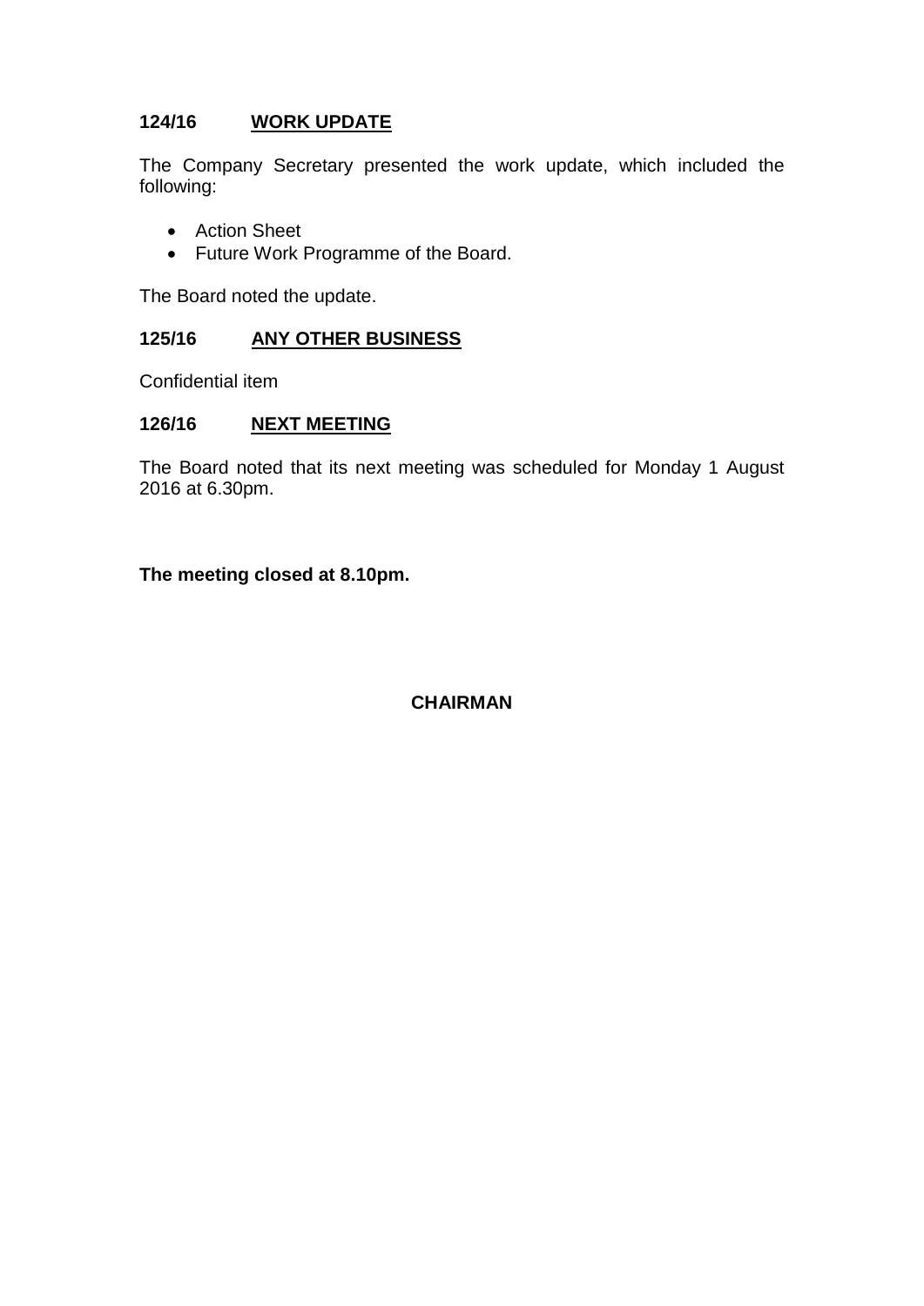## 124/16 WORK UPDATE

The Company Secretary presented the work update, which included the following:

- Action Sheet
- Future Work Programme of the Board.

The Board noted the update.

## 125/16 ANY OTHER BUSINESS

Confidential item

## 126/16 NEXT MEETING

The Board noted that its next meeting was scheduled for Monday 1 August 2016 at 6.30pm.

**The meeting closed at 8.10pm.**

**CHAIRMAN**